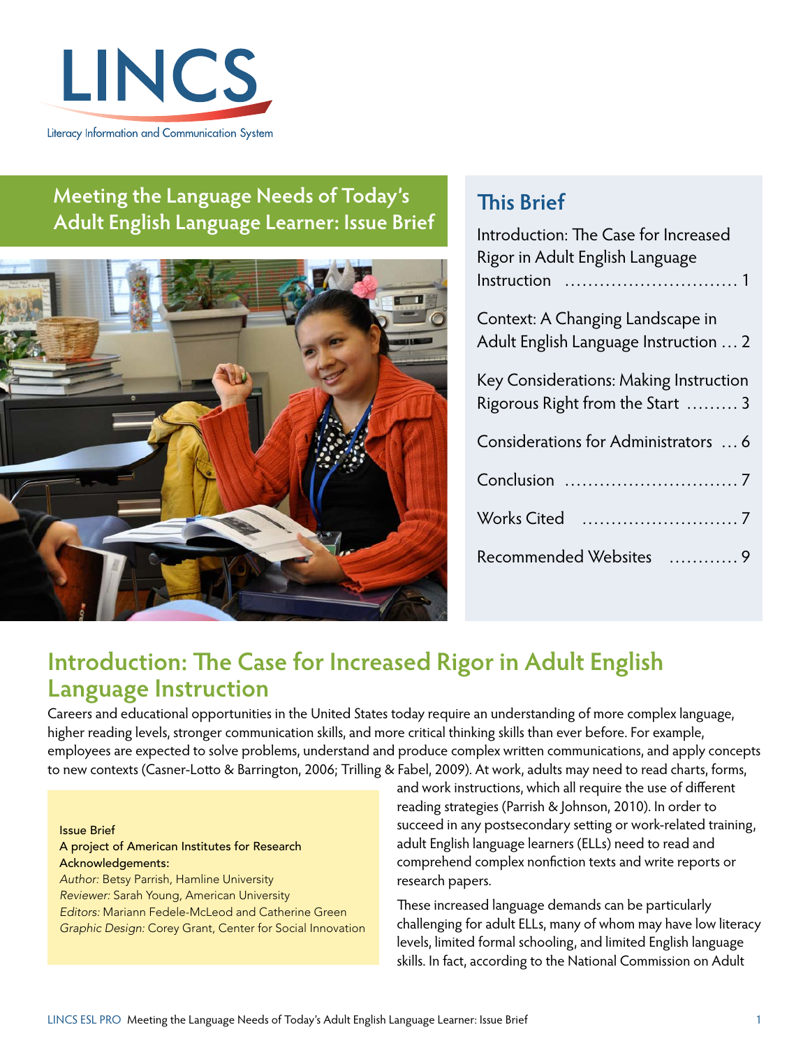LINCS

Literacy Information and Communication System

# Meeting the Language Needs of Today's Adult English Language Learner: Issue Brief

## This Brief

Introduction: The Case for Increased Rigor in Adult English Language Instruction .............................. 1

Context: A Changing Landscape in Adult English Language Instruction ... 2

Key Considerations: Making Instruction Rigorous Right from the Start ......... 3

Considerations for Administrators ... 6

Conclusion .............................. 7

Works Cited .......................... 7

Recommended Websites ........... 9

## Introduction: The Case for Increased Rigor in Adult English Language Instruction

Careers and educational opportunities in the United States today require an understanding of more complex language, higher reading levels, stronger communication skills, and more critical thinking skills than ever before. For example, employees are expected to solve problems, understand and produce complex written communications, and apply concepts to new contexts (Casner-Lotto & Barrington, 2006; Trilling & Fabel, 2009). At work, adults may need to read charts, forms, and work instructions, which all require the use of different reading strategies (Parrish & Johnson, 2010). In order to succeed in any postsecondary setting or work-related training, adult English language learners (ELLs) need to read and comprehend complex nonfiction texts and write reports or research papers.

These increased language demands can be particularly challenging for adult ELLs, many of whom may have low literacy levels, limited formal schooling, and limited English language skills. In fact, according to the National Commission on Adult

Issue Brief
A project of American Institutes for Research
Acknowledgements:
*Author:* Betsy Parrish, Hamline University
*Reviewer:* Sarah Young, American University
*Editors:* Mariann Fedele-McLeod and Catherine Green
*Graphic Design:* Corey Grant, Center for Social Innovation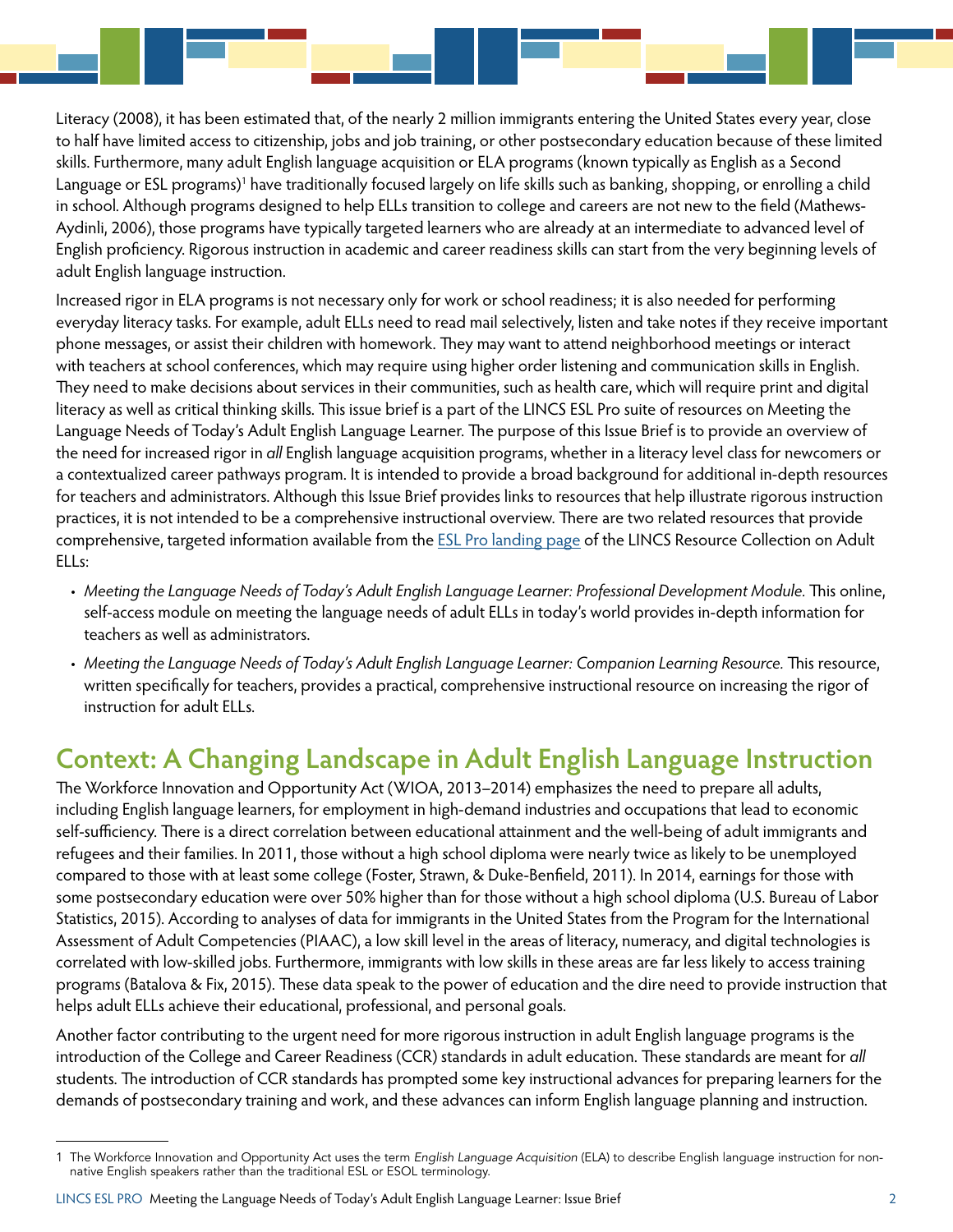Literacy (2008), it has been estimated that, of the nearly 2 million immigrants entering the United States every year, close to half have limited access to citizenship, jobs and job training, or other postsecondary education because of these limited skills. Furthermore, many adult English language acquisition or ELA programs (known typically as English as a Second Language or ESL programs)[1] have traditionally focused largely on life skills such as banking, shopping, or enrolling a child in school. Although programs designed to help ELLs transition to college and careers are not new to the field (Mathews-Aydinli, 2006), those programs have typically targeted learners who are already at an intermediate to advanced level of English proficiency. Rigorous instruction in academic and career readiness skills can start from the very beginning levels of adult English language instruction.

Increased rigor in ELA programs is not necessary only for work or school readiness; it is also needed for performing everyday literacy tasks. For example, adult ELLs need to read mail selectively, listen and take notes if they receive important phone messages, or assist their children with homework. They may want to attend neighborhood meetings or interact with teachers at school conferences, which may require using higher order listening and communication skills in English. They need to make decisions about services in their communities, such as health care, which will require print and digital literacy as well as critical thinking skills. This issue brief is a part of the LINCS ESL Pro suite of resources on Meeting the Language Needs of Today's Adult English Language Learner. The purpose of this Issue Brief is to provide an overview of the need for increased rigor in *all* English language acquisition programs, whether in a literacy level class for newcomers or a contextualized career pathways program. It is intended to provide a broad background for additional in-depth resources for teachers and administrators. Although this Issue Brief provides links to resources that help illustrate rigorous instruction practices, it is not intended to be a comprehensive instructional overview. There are two related resources that provide comprehensive, targeted information available from the ESL Pro landing page of the LINCS Resource Collection on Adult ELLs:

- *Meeting the Language Needs of Today's Adult English Language Learner: Professional Development Module.* This online, self-access module on meeting the language needs of adult ELLs in today's world provides in-depth information for teachers as well as administrators.
- *Meeting the Language Needs of Today's Adult English Language Learner: Companion Learning Resource.* This resource, written specifically for teachers, provides a practical, comprehensive instructional resource on increasing the rigor of instruction for adult ELLs.

## Context: A Changing Landscape in Adult English Language Instruction

The Workforce Innovation and Opportunity Act (WIOA, 2013–2014) emphasizes the need to prepare all adults, including English language learners, for employment in high-demand industries and occupations that lead to economic self-sufficiency. There is a direct correlation between educational attainment and the well-being of adult immigrants and refugees and their families. In 2011, those without a high school diploma were nearly twice as likely to be unemployed compared to those with at least some college (Foster, Strawn, & Duke-Benfield, 2011). In 2014, earnings for those with some postsecondary education were over 50% higher than for those without a high school diploma (U.S. Bureau of Labor Statistics, 2015). According to analyses of data for immigrants in the United States from the Program for the International Assessment of Adult Competencies (PIAAC), a low skill level in the areas of literacy, numeracy, and digital technologies is correlated with low-skilled jobs. Furthermore, immigrants with low skills in these areas are far less likely to access training programs (Batalova & Fix, 2015). These data speak to the power of education and the dire need to provide instruction that helps adult ELLs achieve their educational, professional, and personal goals.

Another factor contributing to the urgent need for more rigorous instruction in adult English language programs is the introduction of the College and Career Readiness (CCR) standards in adult education. These standards are meant for *all* students. The introduction of CCR standards has prompted some key instructional advances for preparing learners for the demands of postsecondary training and work, and these advances can inform English language planning and instruction.

---

[1] The Workforce Innovation and Opportunity Act uses the term *English Language Acquisition* (ELA) to describe English language instruction for non-native English speakers rather than the traditional ESL or ESOL terminology.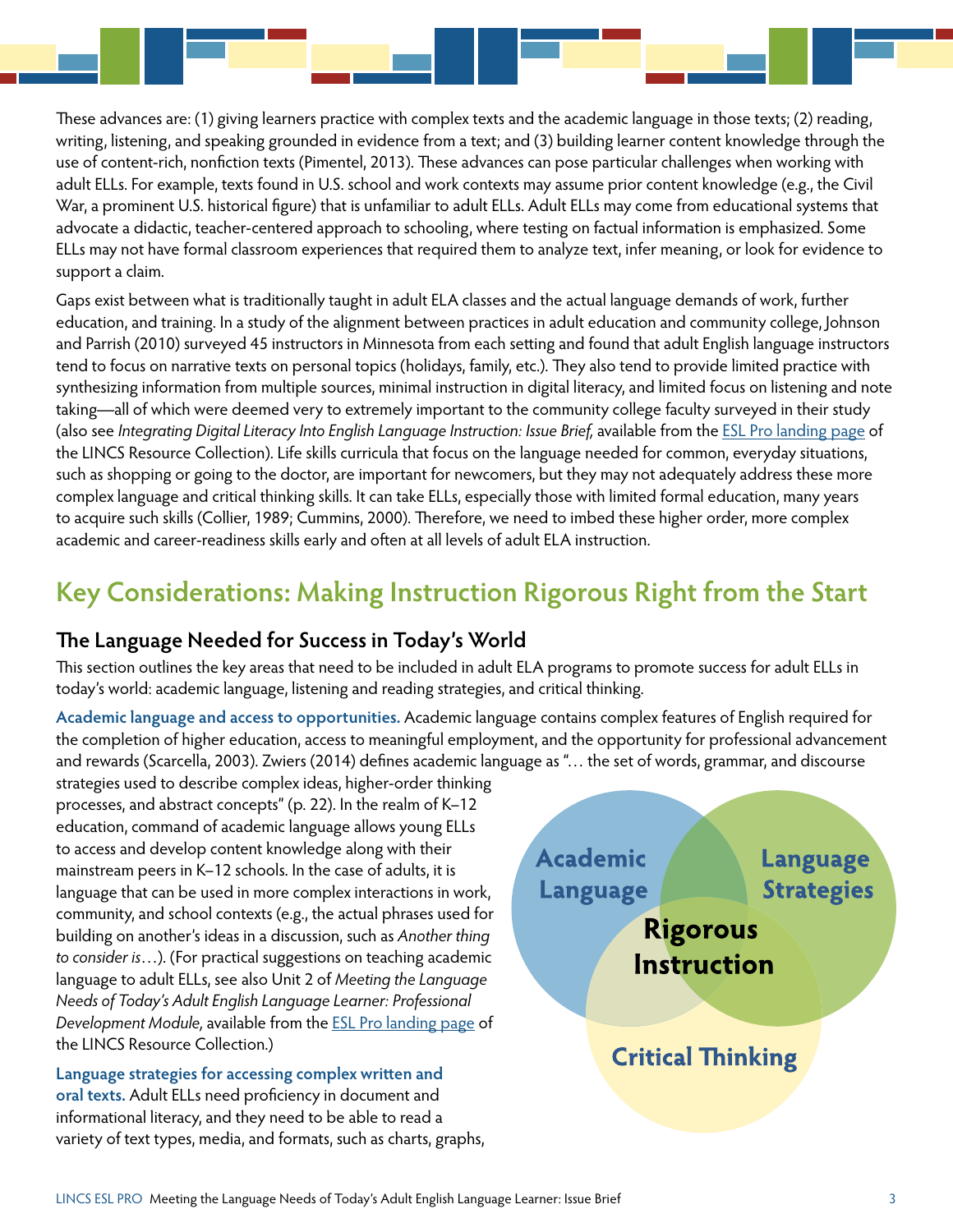These advances are: (1) giving learners practice with complex texts and the academic language in those texts; (2) reading, writing, listening, and speaking grounded in evidence from a text; and (3) building learner content knowledge through the use of content-rich, nonfiction texts (Pimentel, 2013). These advances can pose particular challenges when working with adult ELLs. For example, texts found in U.S. school and work contexts may assume prior content knowledge (e.g., the Civil War, a prominent U.S. historical figure) that is unfamiliar to adult ELLs. Adult ELLs may come from educational systems that advocate a didactic, teacher-centered approach to schooling, where testing on factual information is emphasized. Some ELLs may not have formal classroom experiences that required them to analyze text, infer meaning, or look for evidence to support a claim.

Gaps exist between what is traditionally taught in adult ELA classes and the actual language demands of work, further education, and training. In a study of the alignment between practices in adult education and community college, Johnson and Parrish (2010) surveyed 45 instructors in Minnesota from each setting and found that adult English language instructors tend to focus on narrative texts on personal topics (holidays, family, etc.). They also tend to provide limited practice with synthesizing information from multiple sources, minimal instruction in digital literacy, and limited focus on listening and note taking—all of which were deemed very to extremely important to the community college faculty surveyed in their study (also see *Integrating Digital Literacy Into English Language Instruction: Issue Brief,* available from the ESL Pro landing page of the LINCS Resource Collection). Life skills curricula that focus on the language needed for common, everyday situations, such as shopping or going to the doctor, are important for newcomers, but they may not adequately address these more complex language and critical thinking skills. It can take ELLs, especially those with limited formal education, many years to acquire such skills (Collier, 1989; Cummins, 2000). Therefore, we need to imbed these higher order, more complex academic and career-readiness skills early and often at all levels of adult ELA instruction.

## Key Considerations: Making Instruction Rigorous Right from the Start

### The Language Needed for Success in Today's World

This section outlines the key areas that need to be included in adult ELA programs to promote success for adult ELLs in today's world: academic language, listening and reading strategies, and critical thinking.

**Academic language and access to opportunities.** Academic language contains complex features of English required for the completion of higher education, access to meaningful employment, and the opportunity for professional advancement and rewards (Scarcella, 2003). Zwiers (2014) defines academic language as "… the set of words, grammar, and discourse strategies used to describe complex ideas, higher-order thinking processes, and abstract concepts" (p. 22). In the realm of K–12 education, command of academic language allows young ELLs to access and develop content knowledge along with their mainstream peers in K–12 schools. In the case of adults, it is language that can be used in more complex interactions in work, community, and school contexts (e.g., the actual phrases used for building on another's ideas in a discussion, such as *Another thing to consider is*…). (For practical suggestions on teaching academic language to adult ELLs, see also Unit 2 of *Meeting the Language Needs of Today's Adult English Language Learner: Professional Development Module,* available from the ESL Pro landing page of the LINCS Resource Collection.)

Academic Language | Language Strategies | Critical Thinking | Rigorous Instruction

**Language strategies for accessing complex written and oral texts.** Adult ELLs need proficiency in document and informational literacy, and they need to be able to read a variety of text types, media, and formats, such as charts, graphs,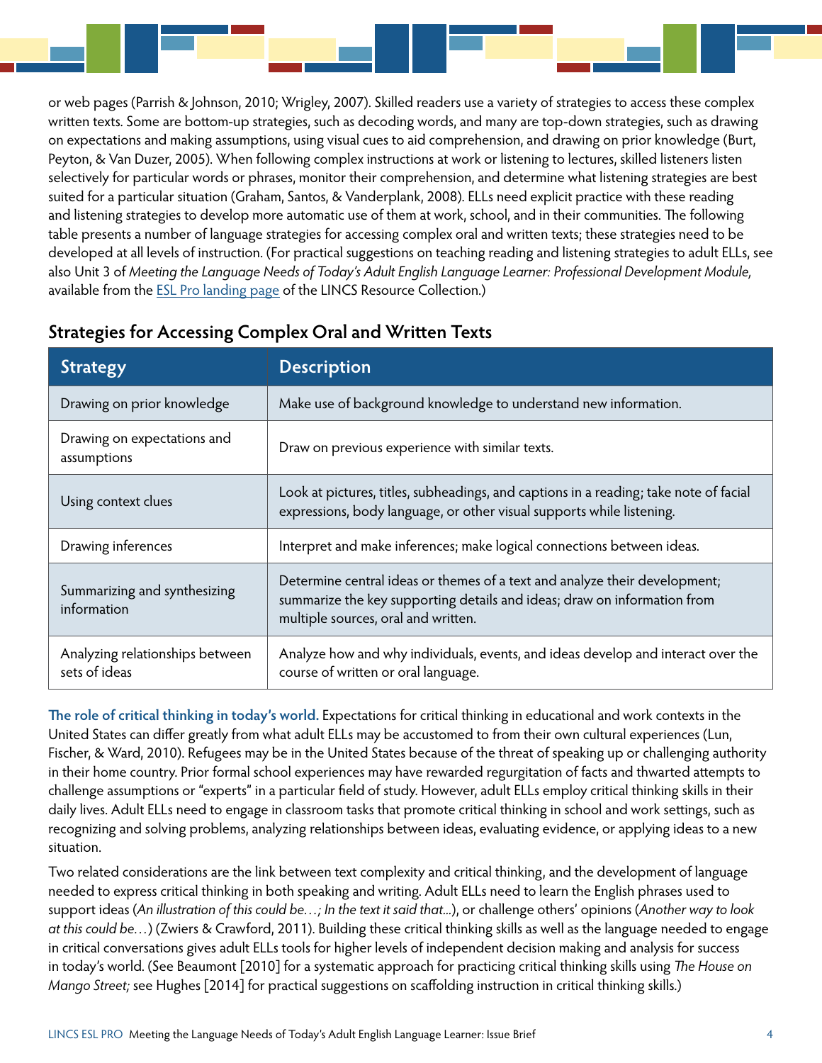or web pages (Parrish & Johnson, 2010; Wrigley, 2007). Skilled readers use a variety of strategies to access these complex written texts. Some are bottom-up strategies, such as decoding words, and many are top-down strategies, such as drawing on expectations and making assumptions, using visual cues to aid comprehension, and drawing on prior knowledge (Burt, Peyton, & Van Duzer, 2005). When following complex instructions at work or listening to lectures, skilled listeners listen selectively for particular words or phrases, monitor their comprehension, and determine what listening strategies are best suited for a particular situation (Graham, Santos, & Vanderplank, 2008). ELLs need explicit practice with these reading and listening strategies to develop more automatic use of them at work, school, and in their communities. The following table presents a number of language strategies for accessing complex oral and written texts; these strategies need to be developed at all levels of instruction. (For practical suggestions on teaching reading and listening strategies to adult ELLs, see also Unit 3 of *Meeting the Language Needs of Today's Adult English Language Learner: Professional Development Module,* available from the ESL Pro landing page of the LINCS Resource Collection.)

## Strategies for Accessing Complex Oral and Written Texts

| Strategy | Description |
|---|---|
| Drawing on prior knowledge | Make use of background knowledge to understand new information. |
| Drawing on expectations and assumptions | Draw on previous experience with similar texts. |
| Using context clues | Look at pictures, titles, subheadings, and captions in a reading; take note of facial expressions, body language, or other visual supports while listening. |
| Drawing inferences | Interpret and make inferences; make logical connections between ideas. |
| Summarizing and synthesizing information | Determine central ideas or themes of a text and analyze their development; summarize the key supporting details and ideas; draw on information from multiple sources, oral and written. |
| Analyzing relationships between sets of ideas | Analyze how and why individuals, events, and ideas develop and interact over the course of written or oral language. |

**The role of critical thinking in today's world.** Expectations for critical thinking in educational and work contexts in the United States can differ greatly from what adult ELLs may be accustomed to from their own cultural experiences (Lun, Fischer, & Ward, 2010). Refugees may be in the United States because of the threat of speaking up or challenging authority in their home country. Prior formal school experiences may have rewarded regurgitation of facts and thwarted attempts to challenge assumptions or "experts" in a particular field of study. However, adult ELLs employ critical thinking skills in their daily lives. Adult ELLs need to engage in classroom tasks that promote critical thinking in school and work settings, such as recognizing and solving problems, analyzing relationships between ideas, evaluating evidence, or applying ideas to a new situation.

Two related considerations are the link between text complexity and critical thinking, and the development of language needed to express critical thinking in both speaking and writing. Adult ELLs need to learn the English phrases used to support ideas (*An illustration of this could be…; In the text it said that...*), or challenge others' opinions (*Another way to look at this could be…*) (Zwiers & Crawford, 2011). Building these critical thinking skills as well as the language needed to engage in critical conversations gives adult ELLs tools for higher levels of independent decision making and analysis for success in today's world. (See Beaumont [2010] for a systematic approach for practicing critical thinking skills using *The House on Mango Street;* see Hughes [2014] for practical suggestions on scaffolding instruction in critical thinking skills.)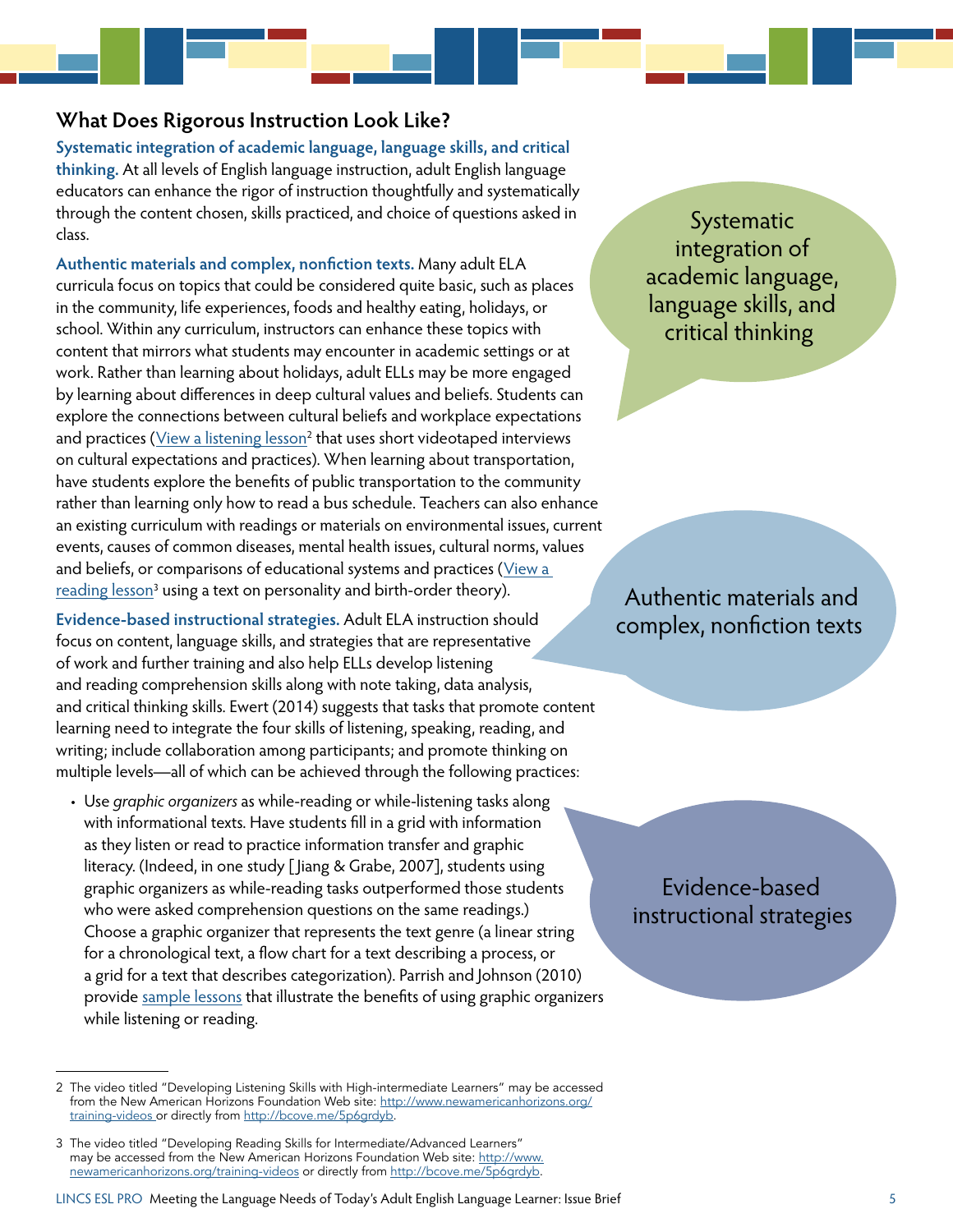## What Does Rigorous Instruction Look Like?

**Systematic integration of academic language, language skills, and critical thinking.** At all levels of English language instruction, adult English language educators can enhance the rigor of instruction thoughtfully and systematically through the content chosen, skills practiced, and choice of questions asked in class.

> Systematic integration of academic language, language skills, and critical thinking

**Authentic materials and complex, nonfiction texts.** Many adult ELA curricula focus on topics that could be considered quite basic, such as places in the community, life experiences, foods and healthy eating, holidays, or school. Within any curriculum, instructors can enhance these topics with content that mirrors what students may encounter in academic settings or at work. Rather than learning about holidays, adult ELLs may be more engaged by learning about differences in deep cultural values and beliefs. Students can explore the connections between cultural beliefs and workplace expectations and practices (View a listening lesson[2] that uses short videotaped interviews on cultural expectations and practices). When learning about transportation, have students explore the benefits of public transportation to the community rather than learning only how to read a bus schedule. Teachers can also enhance an existing curriculum with readings or materials on environmental issues, current events, causes of common diseases, mental health issues, cultural norms, values and beliefs, or comparisons of educational systems and practices (View a reading lesson[3] using a text on personality and birth-order theory).

> Authentic materials and complex, nonfiction texts

**Evidence-based instructional strategies.** Adult ELA instruction should focus on content, language skills, and strategies that are representative of work and further training and also help ELLs develop listening and reading comprehension skills along with note taking, data analysis, and critical thinking skills. Ewert (2014) suggests that tasks that promote content learning need to integrate the four skills of listening, speaking, reading, and writing; include collaboration among participants; and promote thinking on multiple levels—all of which can be achieved through the following practices:

> Evidence-based instructional strategies

- Use *graphic organizers* as while-reading or while-listening tasks along with informational texts. Have students fill in a grid with information as they listen or read to practice information transfer and graphic literacy. (Indeed, in one study [Jiang & Grabe, 2007], students using graphic organizers as while-reading tasks outperformed those students who were asked comprehension questions on the same readings.) Choose a graphic organizer that represents the text genre (a linear string for a chronological text, a flow chart for a text describing a process, or a grid for a text that describes categorization). Parrish and Johnson (2010) provide sample lessons that illustrate the benefits of using graphic organizers while listening or reading.

---

2 The video titled "Developing Listening Skills with High-intermediate Learners" may be accessed from the New American Horizons Foundation Web site: http://www.newamericanhorizons.org/training-videos or directly from http://bcove.me/5p6grdyb.

3 The video titled "Developing Reading Skills for Intermediate/Advanced Learners" may be accessed from the New American Horizons Foundation Web site: http://www.newamericanhorizons.org/training-videos or directly from http://bcove.me/5p6grdyb.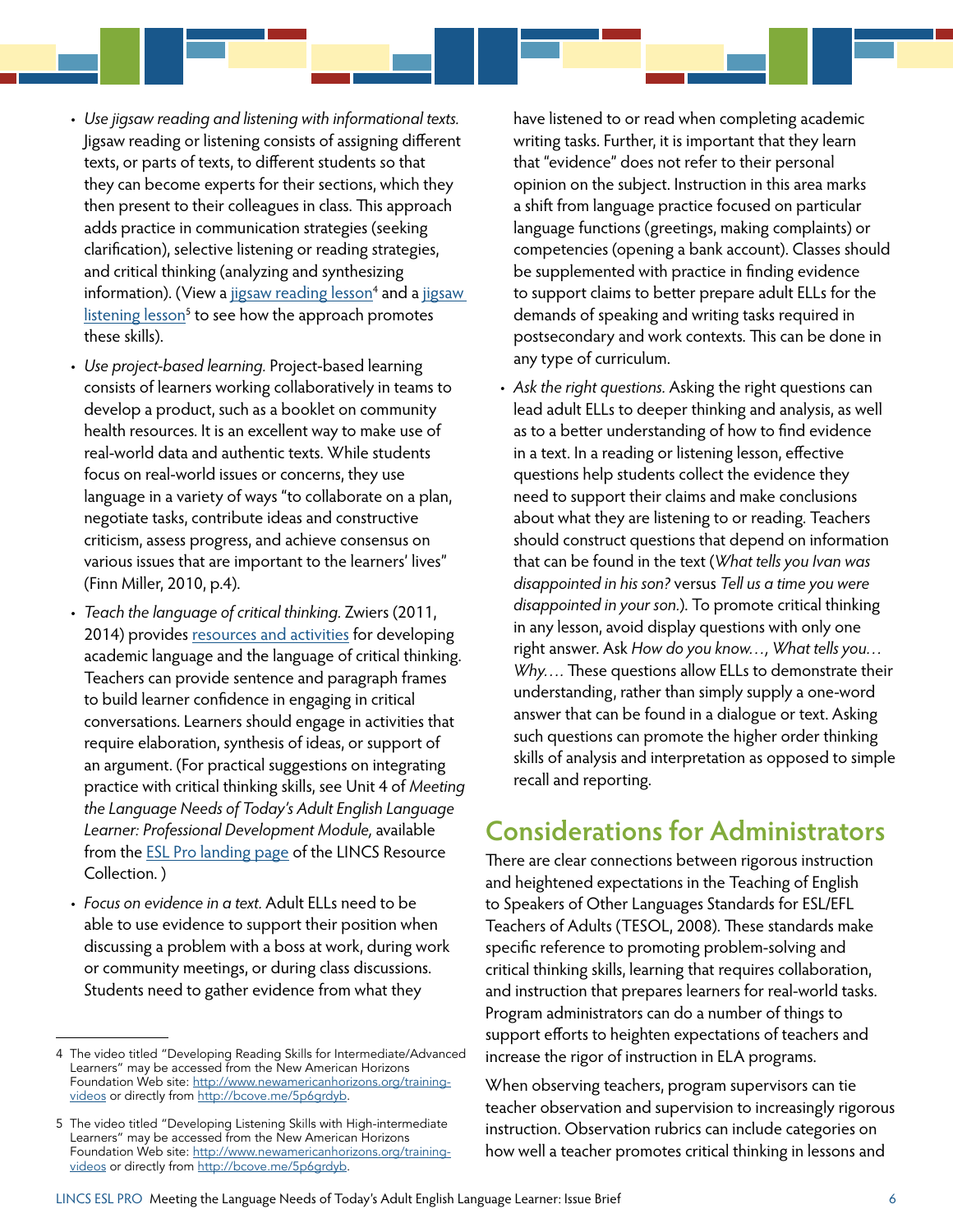- *Use jigsaw reading and listening with informational texts.* Jigsaw reading or listening consists of assigning different texts, or parts of texts, to different students so that they can become experts for their sections, which they then present to their colleagues in class. This approach adds practice in communication strategies (seeking clarification), selective listening or reading strategies, and critical thinking (analyzing and synthesizing information). (View a [jigsaw reading lesson][4] and a [jigsaw listening lesson][5] to see how the approach promotes these skills).
- *Use project-based learning.* Project-based learning consists of learners working collaboratively in teams to develop a product, such as a booklet on community health resources. It is an excellent way to make use of real-world data and authentic texts. While students focus on real-world issues or concerns, they use language in a variety of ways "to collaborate on a plan, negotiate tasks, contribute ideas and constructive criticism, assess progress, and achieve consensus on various issues that are important to the learners' lives" (Finn Miller, 2010, p.4).
- *Teach the language of critical thinking.* Zwiers (2011, 2014) provides resources and activities for developing academic language and the language of critical thinking. Teachers can provide sentence and paragraph frames to build learner confidence in engaging in critical conversations. Learners should engage in activities that require elaboration, synthesis of ideas, or support of an argument. (For practical suggestions on integrating practice with critical thinking skills, see Unit 4 of *Meeting the Language Needs of Today's Adult English Language Learner: Professional Development Module,* available from the ESL Pro landing page of the LINCS Resource Collection. )
- *Focus on evidence in a text.* Adult ELLs need to be able to use evidence to support their position when discussing a problem with a boss at work, during work or community meetings, or during class discussions. Students need to gather evidence from what they have listened to or read when completing academic writing tasks. Further, it is important that they learn that "evidence" does not refer to their personal opinion on the subject. Instruction in this area marks a shift from language practice focused on particular language functions (greetings, making complaints) or competencies (opening a bank account). Classes should be supplemented with practice in finding evidence to support claims to better prepare adult ELLs for the demands of speaking and writing tasks required in postsecondary and work contexts. This can be done in any type of curriculum.
- *Ask the right questions.* Asking the right questions can lead adult ELLs to deeper thinking and analysis, as well as to a better understanding of how to find evidence in a text. In a reading or listening lesson, effective questions help students collect the evidence they need to support their claims and make conclusions about what they are listening to or reading. Teachers should construct questions that depend on information that can be found in the text (*What tells you Ivan was disappointed in his son?* versus *Tell us a time you were disappointed in your son.*). To promote critical thinking in any lesson, avoid display questions with only one right answer. Ask *How do you know…, What tells you… Why….* These questions allow ELLs to demonstrate their understanding, rather than simply supply a one-word answer that can be found in a dialogue or text. Asking such questions can promote the higher order thinking skills of analysis and interpretation as opposed to simple recall and reporting.

## Considerations for Administrators

There are clear connections between rigorous instruction and heightened expectations in the Teaching of English to Speakers of Other Languages Standards for ESL/EFL Teachers of Adults (TESOL, 2008). These standards make specific reference to promoting problem-solving and critical thinking skills, learning that requires collaboration, and instruction that prepares learners for real-world tasks. Program administrators can do a number of things to support efforts to heighten expectations of teachers and increase the rigor of instruction in ELA programs.

When observing teachers, program supervisors can tie teacher observation and supervision to increasingly rigorous instruction. Observation rubrics can include categories on how well a teacher promotes critical thinking in lessons and

---

4 The video titled "Developing Reading Skills for Intermediate/Advanced Learners" may be accessed from the New American Horizons Foundation Web site: http://www.newamericanhorizons.org/training-videos or directly from http://bcove.me/5p6grdyb.

5 The video titled "Developing Listening Skills with High-intermediate Learners" may be accessed from the New American Horizons Foundation Web site: http://www.newamericanhorizons.org/training-videos or directly from http://bcove.me/5p6grdyb.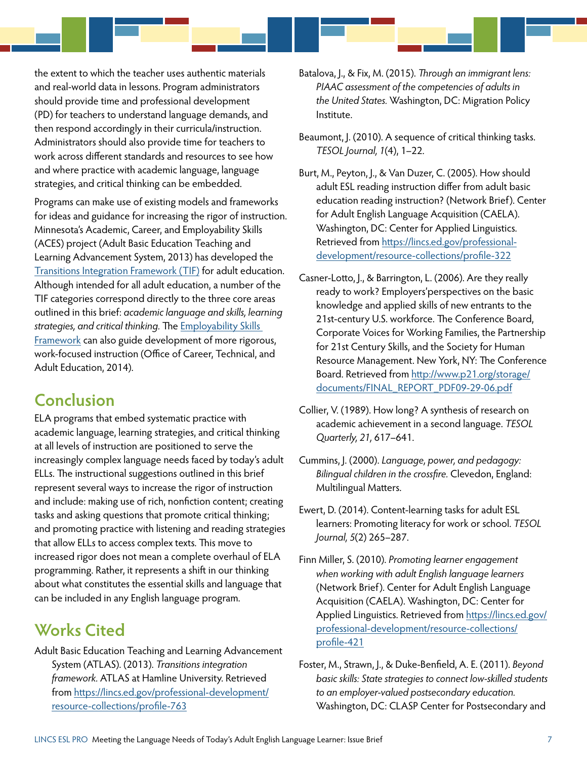the extent to which the teacher uses authentic materials and real-world data in lessons. Program administrators should provide time and professional development (PD) for teachers to understand language demands, and then respond accordingly in their curricula/instruction. Administrators should also provide time for teachers to work across different standards and resources to see how and where practice with academic language, language strategies, and critical thinking can be embedded.

Programs can make use of existing models and frameworks for ideas and guidance for increasing the rigor of instruction. Minnesota's Academic, Career, and Employability Skills (ACES) project (Adult Basic Education Teaching and Learning Advancement System, 2013) has developed the [Transitions Integration Framework (TIF)](https://lincs.ed.gov/professional-development/resource-collections/profile-763) for adult education. Although intended for all adult education, a number of the TIF categories correspond directly to the three core areas outlined in this brief: *academic language and skills, learning strategies, and critical thinking.* The Employability Skills Framework can also guide development of more rigorous, work-focused instruction (Office of Career, Technical, and Adult Education, 2014).

## Conclusion

ELA programs that embed systematic practice with academic language, learning strategies, and critical thinking at all levels of instruction are positioned to serve the increasingly complex language needs faced by today's adult ELLs. The instructional suggestions outlined in this brief represent several ways to increase the rigor of instruction and include: making use of rich, nonfiction content; creating tasks and asking questions that promote critical thinking; and promoting practice with listening and reading strategies that allow ELLs to access complex texts. This move to increased rigor does not mean a complete overhaul of ELA programming. Rather, it represents a shift in our thinking about what constitutes the essential skills and language that can be included in any English language program.

## Works Cited

Adult Basic Education Teaching and Learning Advancement System (ATLAS). (2013). *Transitions integration framework.* ATLAS at Hamline University. Retrieved from https://lincs.ed.gov/professional-development/resource-collections/profile-763

Batalova, J., & Fix, M. (2015). *Through an immigrant lens: PIAAC assessment of the competencies of adults in the United States.* Washington, DC: Migration Policy Institute.

Beaumont, J. (2010). A sequence of critical thinking tasks. *TESOL Journal, 1*(4), 1–22.

Burt, M., Peyton, J., & Van Duzer, C. (2005). How should adult ESL reading instruction differ from adult basic education reading instruction? (Network Brief). Center for Adult English Language Acquisition (CAELA). Washington, DC: Center for Applied Linguistics. Retrieved from https://lincs.ed.gov/professional-development/resource-collections/profile-322

Casner-Lotto, J., & Barrington, L. (2006). Are they really ready to work? Employers'perspectives on the basic knowledge and applied skills of new entrants to the 21st-century U.S. workforce. The Conference Board, Corporate Voices for Working Families, the Partnership for 21st Century Skills, and the Society for Human Resource Management. New York, NY: The Conference Board. Retrieved from http://www.p21.org/storage/documents/FINAL_REPORT_PDF09-29-06.pdf

Collier, V. (1989). How long? A synthesis of research on academic achievement in a second language. *TESOL Quarterly, 21,* 617–641.

Cummins, J. (2000). *Language, power, and pedagogy: Bilingual children in the crossfire.* Clevedon, England: Multilingual Matters.

Ewert, D. (2014). Content-learning tasks for adult ESL learners: Promoting literacy for work or school. *TESOL Journal, 5*(2) 265–287.

Finn Miller, S. (2010). *Promoting learner engagement when working with adult English language learners* (Network Brief). Center for Adult English Language Acquisition (CAELA). Washington, DC: Center for Applied Linguistics. Retrieved from https://lincs.ed.gov/professional-development/resource-collections/profile-421

Foster, M., Strawn, J., & Duke-Benfield, A. E. (2011). *Beyond basic skills: State strategies to connect low-skilled students to an employer-valued postsecondary education.* Washington, DC: CLASP Center for Postsecondary and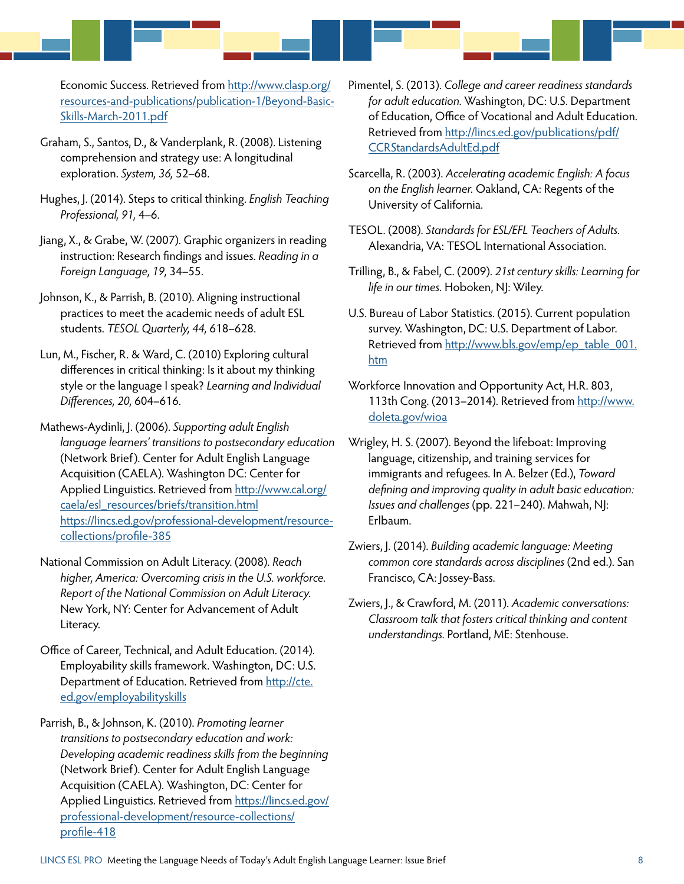Economic Success. Retrieved from http://www.clasp.org/resources-and-publications/publication-1/Beyond-Basic-Skills-March-2011.pdf

Graham, S., Santos, D., & Vanderplank, R. (2008). Listening comprehension and strategy use: A longitudinal exploration. *System, 36,* 52–68.

Hughes, J. (2014). Steps to critical thinking. *English Teaching Professional, 91,* 4–6.

Jiang, X., & Grabe, W. (2007). Graphic organizers in reading instruction: Research findings and issues. *Reading in a Foreign Language, 19,* 34–55.

Johnson, K., & Parrish, B. (2010). Aligning instructional practices to meet the academic needs of adult ESL students. *TESOL Quarterly, 44,* 618–628.

Lun, M., Fischer, R. & Ward, C. (2010) Exploring cultural differences in critical thinking: Is it about my thinking style or the language I speak? *Learning and Individual Differences, 20,* 604–616.

Mathews-Aydinli, J. (2006). *Supporting adult English language learners' transitions to postsecondary education* (Network Brief). Center for Adult English Language Acquisition (CAELA). Washington DC: Center for Applied Linguistics. Retrieved from http://www.cal.org/caela/esl_resources/briefs/transition.html https://lincs.ed.gov/professional-development/resource-collections/profile-385

National Commission on Adult Literacy. (2008). *Reach higher, America: Overcoming crisis in the U.S. workforce. Report of the National Commission on Adult Literacy.* New York, NY: Center for Advancement of Adult Literacy.

Office of Career, Technical, and Adult Education. (2014). Employability skills framework. Washington, DC: U.S. Department of Education. Retrieved from http://cte.ed.gov/employabilityskills

Parrish, B., & Johnson, K. (2010). *Promoting learner transitions to postsecondary education and work: Developing academic readiness skills from the beginning* (Network Brief). Center for Adult English Language Acquisition (CAELA). Washington, DC: Center for Applied Linguistics. Retrieved from https://lincs.ed.gov/professional-development/resource-collections/profile-418

Pimentel, S. (2013). *College and career readiness standards for adult education.* Washington, DC: U.S. Department of Education, Office of Vocational and Adult Education. Retrieved from http://lincs.ed.gov/publications/pdf/CCRStandardsAdultEd.pdf

Scarcella, R. (2003). *Accelerating academic English: A focus on the English learner.* Oakland, CA: Regents of the University of California.

TESOL. (2008). *Standards for ESL/EFL Teachers of Adults.* Alexandria, VA: TESOL International Association.

Trilling, B., & Fabel, C. (2009). *21st century skills: Learning for life in our times.* Hoboken, NJ: Wiley.

U.S. Bureau of Labor Statistics. (2015). Current population survey. Washington, DC: U.S. Department of Labor. Retrieved from http://www.bls.gov/emp/ep_table_001.htm

Workforce Innovation and Opportunity Act, H.R. 803, 113th Cong. (2013–2014). Retrieved from http://www.doleta.gov/wioa

Wrigley, H. S. (2007). Beyond the lifeboat: Improving language, citizenship, and training services for immigrants and refugees. In A. Belzer (Ed.), *Toward defining and improving quality in adult basic education: Issues and challenges* (pp. 221–240). Mahwah, NJ: Erlbaum.

Zwiers, J. (2014). *Building academic language: Meeting common core standards across disciplines* (2nd ed.). San Francisco, CA: Jossey-Bass.

Zwiers, J., & Crawford, M. (2011). *Academic conversations: Classroom talk that fosters critical thinking and content understandings.* Portland, ME: Stenhouse.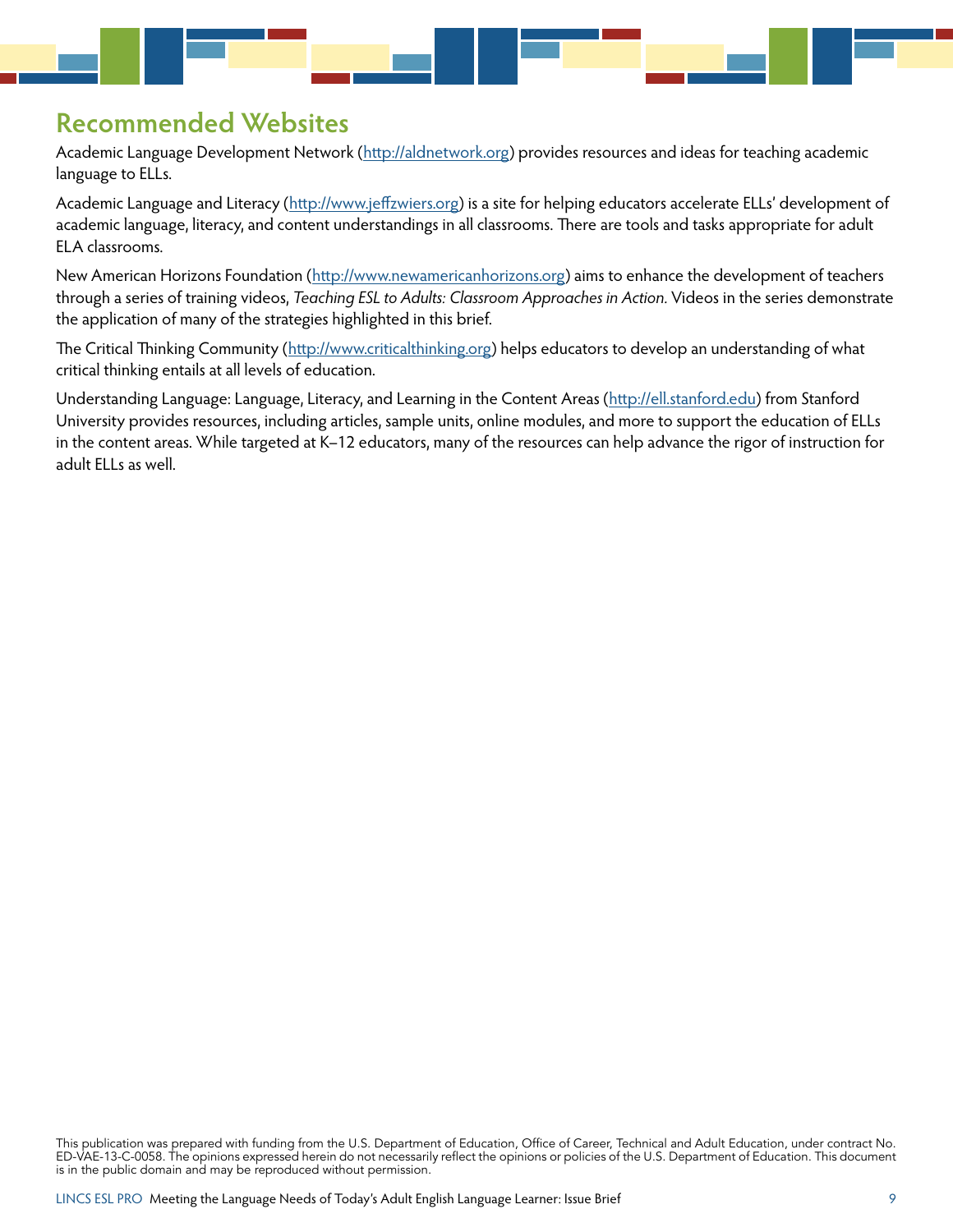## Recommended Websites

Academic Language Development Network (http://aldnetwork.org) provides resources and ideas for teaching academic language to ELLs.

Academic Language and Literacy (http://www.jeffzwiers.org) is a site for helping educators accelerate ELLs' development of academic language, literacy, and content understandings in all classrooms. There are tools and tasks appropriate for adult ELA classrooms.

New American Horizons Foundation (http://www.newamericanhorizons.org) aims to enhance the development of teachers through a series of training videos, *Teaching ESL to Adults: Classroom Approaches in Action.* Videos in the series demonstrate the application of many of the strategies highlighted in this brief.

The Critical Thinking Community (http://www.criticalthinking.org) helps educators to develop an understanding of what critical thinking entails at all levels of education.

Understanding Language: Language, Literacy, and Learning in the Content Areas (http://ell.stanford.edu) from Stanford University provides resources, including articles, sample units, online modules, and more to support the education of ELLs in the content areas. While targeted at K–12 educators, many of the resources can help advance the rigor of instruction for adult ELLs as well.

This publication was prepared with funding from the U.S. Department of Education, Office of Career, Technical and Adult Education, under contract No. ED-VAE-13-C-0058. The opinions expressed herein do not necessarily reflect the opinions or policies of the U.S. Department of Education. This document is in the public domain and may be reproduced without permission.